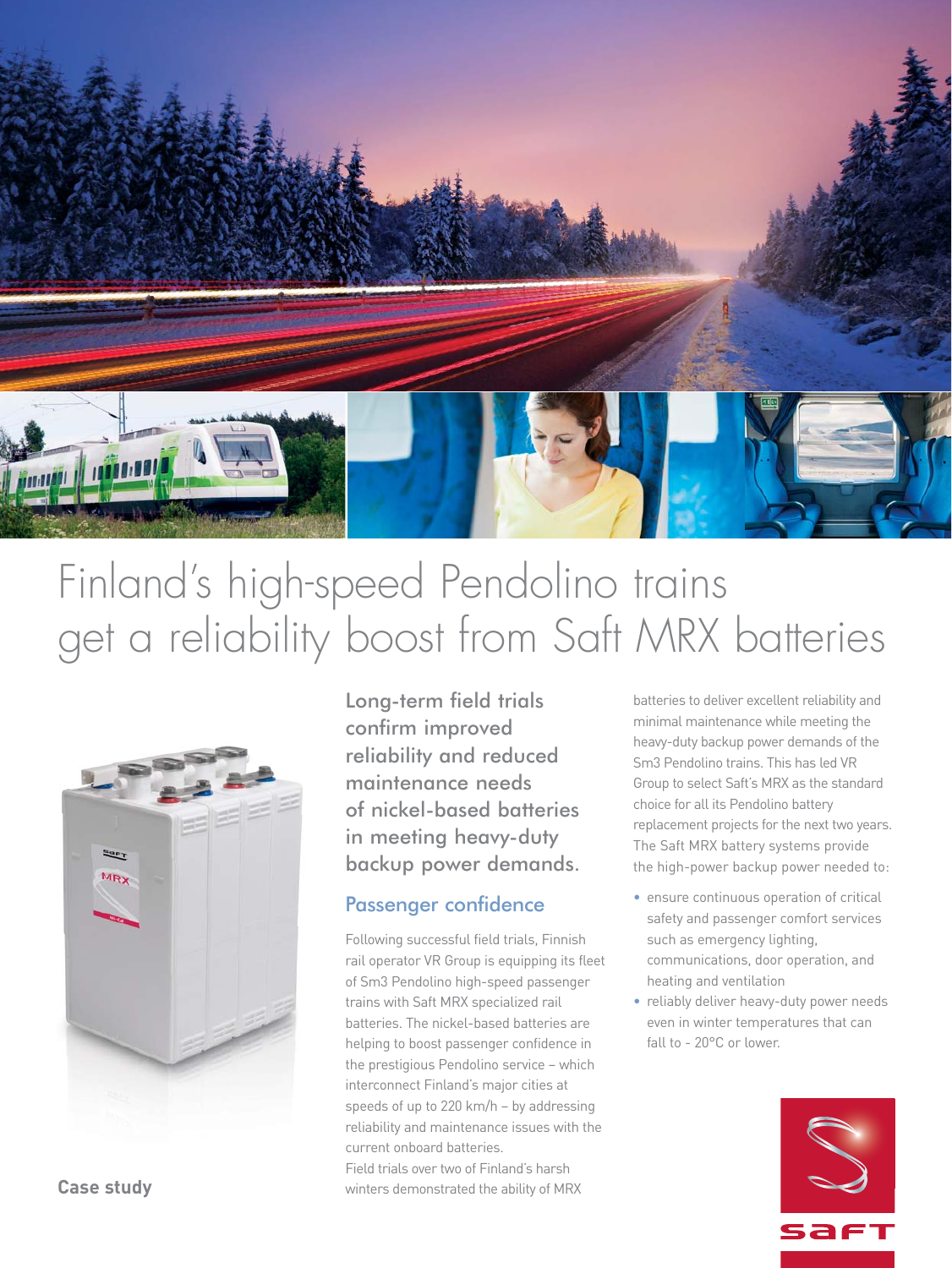# Finland's high-speed Pendolino trains get a reliability boost from Saft MRX batteries

Case study

## Long-term field trials confirm improved reliability and reduced maintenance needs of nickel-based batteries in meeting heavy-duty backup power demands.

### Passenger confidence

Following successful field trials, Finnish rail operator VR Group is equipping its fleet of Sm3 Pendolino high-speed passenger trains with Saft MRX specialized rail batteries. The nickel-based batteries are helping to boost passenger confidence in the prestigious Pendolino service – which interconnect Finland's major cities at speeds of up to 220 km/h – by addressing reliability and maintenance issues with the current onboard batteries.

Field trials over two of Finland's harsh winters demonstrated the ability of MRX batteries to deliver excellent reliability and minimal maintenance while meeting the heavy-duty backup power demands of the Sm3 Pendolino trains. This has led VR Group to select Saft's MRX as the standard choice for all its Pendolino battery replacement projects for the next two years. The Saft MRX battery systems provide the high-power backup power needed to:

- ensure continuous operation of critical safety and passenger comfort services such as emergency lighting, communications, door operation, and heating and ventilation
- reliably deliver heavy-duty power needs even in winter temperatures that can fall to - 20°C or lower.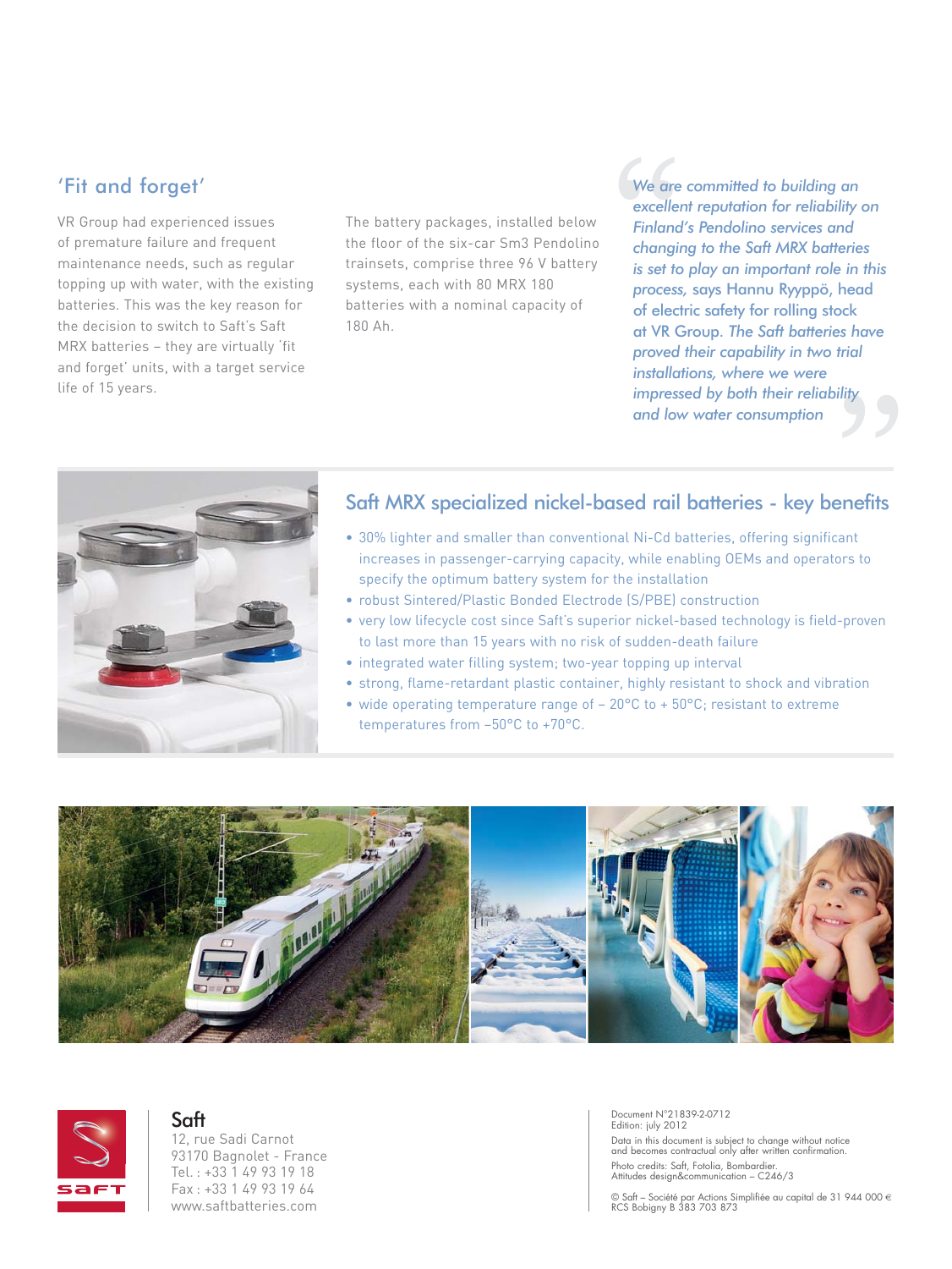## 'Fit and forget'

VR Group had experienced issues of premature failure and frequent maintenance needs, such as regular topping up with water, with the existing batteries. This was the key reason for the decision to switch to Saft's Saft MRX batteries – they are virtually 'fit and forget' units, with a target service life of 15 years.

The battery packages, installed below the floor of the six-car Sm3 Pendolino trainsets, comprise three 96 V battery systems, each with 80 MRX 180 batteries with a nominal capacity of 180 Ah.

*We are committed to building an excellent reputation for reliability on Finland's Pendolino services and changing to the Saft MRX batteries is set to play an important role in this process,* says Hannu Ryyppö, head of electric safety for rolling stock at VR Group. *The Saft batteries have proved their capability in two trial installations, where we were impressed by both their reliability and low water consumption*

## Saft MRX specialized nickel-based rail batteries - key benefits

- 30% lighter and smaller than conventional Ni-Cd batteries, offering significant increases in passenger-carrying capacity, while enabling OEMs and operators to specify the optimum battery system for the installation
- robust Sintered/Plastic Bonded Electrode (S/PBE) construction
- very low lifecycle cost since Saft's superior nickel-based technology is field-proven to last more than 15 years with no risk of sudden-death failure
- integrated water filling system; two-year topping up interval
- strong, flame-retardant plastic container, highly resistant to shock and vibration
- wide operating temperature range of – 20°C to + 50°C; resistant to extreme temperatures from –50°C to +70°C.

**Saft**
12, rue Sadi Carnot
93170 Bagnolet - France
Tel. : +33 1 49 93 19 18
Fax : +33 1 49 93 19 64
www.saftbatteries.com

Document N°21839-2-0712
Edition: july 2012

Data in this document is subject to change without notice and becomes contractual only after written confirmation.

Photo credits: Saft, Fotolia, Bombardier.
Attitudes design&communication – C246/3

© Saft – Société par Actions Simplifiée au capital de 31 944 000 €
RCS Bobigny B 383 703 873